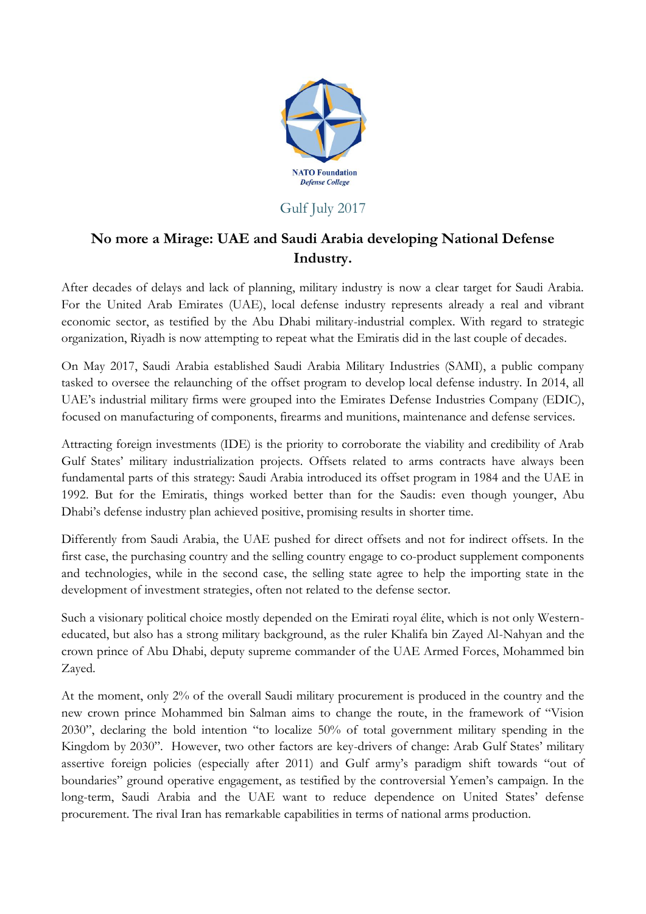NATO Foundation
*Defense College*

Gulf July 2017

# No more a Mirage: UAE and Saudi Arabia developing National Defense Industry.

After decades of delays and lack of planning, military industry is now a clear target for Saudi Arabia. For the United Arab Emirates (UAE), local defense industry represents already a real and vibrant economic sector, as testified by the Abu Dhabi military-industrial complex. With regard to strategic organization, Riyadh is now attempting to repeat what the Emiratis did in the last couple of decades.

On May 2017, Saudi Arabia established Saudi Arabia Military Industries (SAMI), a public company tasked to oversee the relaunching of the offset program to develop local defense industry. In 2014, all UAE's industrial military firms were grouped into the Emirates Defense Industries Company (EDIC), focused on manufacturing of components, firearms and munitions, maintenance and defense services.

Attracting foreign investments (IDE) is the priority to corroborate the viability and credibility of Arab Gulf States' military industrialization projects. Offsets related to arms contracts have always been fundamental parts of this strategy: Saudi Arabia introduced its offset program in 1984 and the UAE in 1992. But for the Emiratis, things worked better than for the Saudis: even though younger, Abu Dhabi's defense industry plan achieved positive, promising results in shorter time.

Differently from Saudi Arabia, the UAE pushed for direct offsets and not for indirect offsets. In the first case, the purchasing country and the selling country engage to co-product supplement components and technologies, while in the second case, the selling state agree to help the importing state in the development of investment strategies, often not related to the defense sector.

Such a visionary political choice mostly depended on the Emirati royal élite, which is not only Western-educated, but also has a strong military background, as the ruler Khalifa bin Zayed Al-Nahyan and the crown prince of Abu Dhabi, deputy supreme commander of the UAE Armed Forces, Mohammed bin Zayed.

At the moment, only 2% of the overall Saudi military procurement is produced in the country and the new crown prince Mohammed bin Salman aims to change the route, in the framework of "Vision 2030", declaring the bold intention "to localize 50% of total government military spending in the Kingdom by 2030". However, two other factors are key-drivers of change: Arab Gulf States' military assertive foreign policies (especially after 2011) and Gulf army's paradigm shift towards "out of boundaries" ground operative engagement, as testified by the controversial Yemen's campaign. In the long-term, Saudi Arabia and the UAE want to reduce dependence on United States' defense procurement. The rival Iran has remarkable capabilities in terms of national arms production.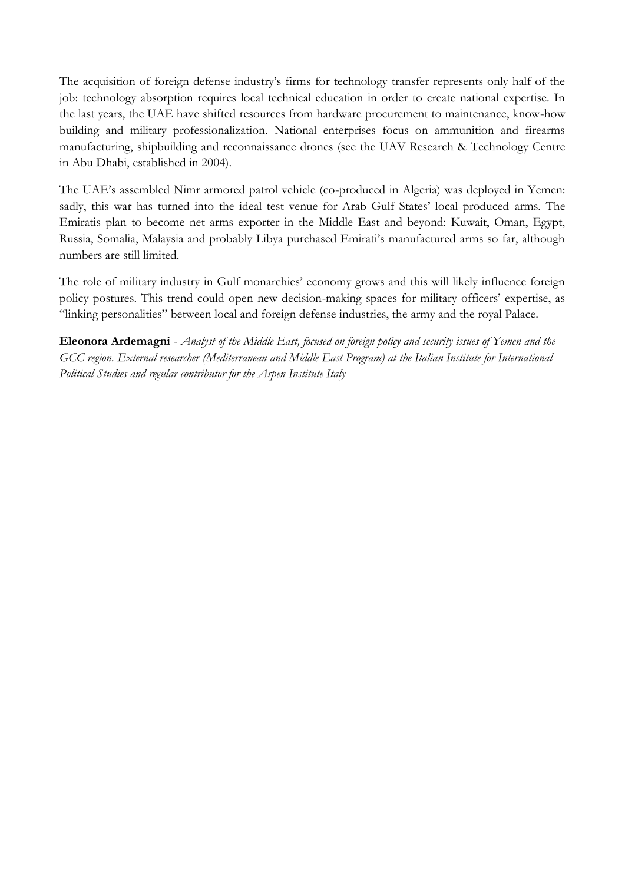The acquisition of foreign defense industry's firms for technology transfer represents only half of the job: technology absorption requires local technical education in order to create national expertise. In the last years, the UAE have shifted resources from hardware procurement to maintenance, know-how building and military professionalization. National enterprises focus on ammunition and firearms manufacturing, shipbuilding and reconnaissance drones (see the UAV Research & Technology Centre in Abu Dhabi, established in 2004).

The UAE's assembled Nimr armored patrol vehicle (co-produced in Algeria) was deployed in Yemen: sadly, this war has turned into the ideal test venue for Arab Gulf States' local produced arms. The Emiratis plan to become net arms exporter in the Middle East and beyond: Kuwait, Oman, Egypt, Russia, Somalia, Malaysia and probably Libya purchased Emirati's manufactured arms so far, although numbers are still limited.

The role of military industry in Gulf monarchies' economy grows and this will likely influence foreign policy postures. This trend could open new decision-making spaces for military officers' expertise, as "linking personalities" between local and foreign defense industries, the army and the royal Palace.

**Eleonora Ardemagni** - *Analyst of the Middle East, focused on foreign policy and security issues of Yemen and the GCC region. External researcher (Mediterranean and Middle East Program) at the Italian Institute for International Political Studies and regular contributor for the Aspen Institute Italy*